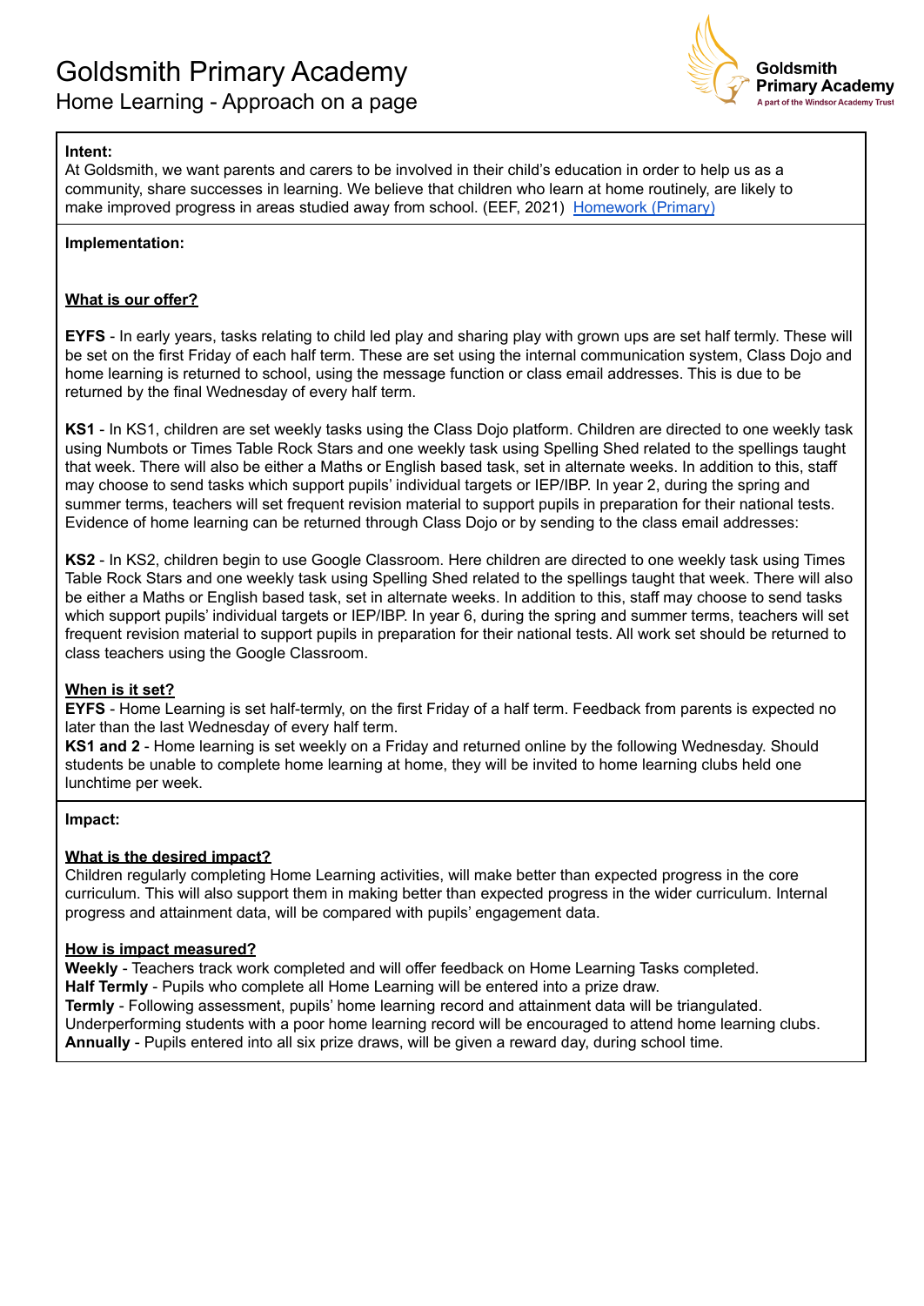# Goldsmith Primary Academy

## Home Learning - Approach on a page

**Intent:**

At Goldsmith, we want parents and carers to be involved in their child's education in order to help us as a community, share successes in learning. We believe that children who learn at home routinely, are likely to make improved progress in areas studied away from school. (EEF, 2021) Homework (Primary)

**Implementation:**

**What is our offer?**

**EYFS** - In early years, tasks relating to child led play and sharing play with grown ups are set half termly. These will be set on the first Friday of each half term. These are set using the internal communication system, Class Dojo and home learning is returned to school, using the message function or class email addresses. This is due to be returned by the final Wednesday of every half term.

**KS1** - In KS1, children are set weekly tasks using the Class Dojo platform. Children are directed to one weekly task using Numbots or Times Table Rock Stars and one weekly task using Spelling Shed related to the spellings taught that week. There will also be either a Maths or English based task, set in alternate weeks. In addition to this, staff may choose to send tasks which support pupils' individual targets or IEP/IBP. In year 2, during the spring and summer terms, teachers will set frequent revision material to support pupils in preparation for their national tests. Evidence of home learning can be returned through Class Dojo or by sending to the class email addresses:

**KS2** - In KS2, children begin to use Google Classroom. Here children are directed to one weekly task using Times Table Rock Stars and one weekly task using Spelling Shed related to the spellings taught that week. There will also be either a Maths or English based task, set in alternate weeks. In addition to this, staff may choose to send tasks which support pupils' individual targets or IEP/IBP. In year 6, during the spring and summer terms, teachers will set frequent revision material to support pupils in preparation for their national tests. All work set should be returned to class teachers using the Google Classroom.

**When is it set?**

**EYFS** - Home Learning is set half-termly, on the first Friday of a half term. Feedback from parents is expected no later than the last Wednesday of every half term.

**KS1 and 2** - Home learning is set weekly on a Friday and returned online by the following Wednesday. Should students be unable to complete home learning at home, they will be invited to home learning clubs held one lunchtime per week.

**Impact:**

**What is the desired impact?**

Children regularly completing Home Learning activities, will make better than expected progress in the core curriculum. This will also support them in making better than expected progress in the wider curriculum. Internal progress and attainment data, will be compared with pupils' engagement data.

**How is impact measured?**

**Weekly** - Teachers track work completed and will offer feedback on Home Learning Tasks completed.

**Half Termly** - Pupils who complete all Home Learning will be entered into a prize draw.

**Termly** - Following assessment, pupils' home learning record and attainment data will be triangulated. Underperforming students with a poor home learning record will be encouraged to attend home learning clubs.

**Annually** - Pupils entered into all six prize draws, will be given a reward day, during school time.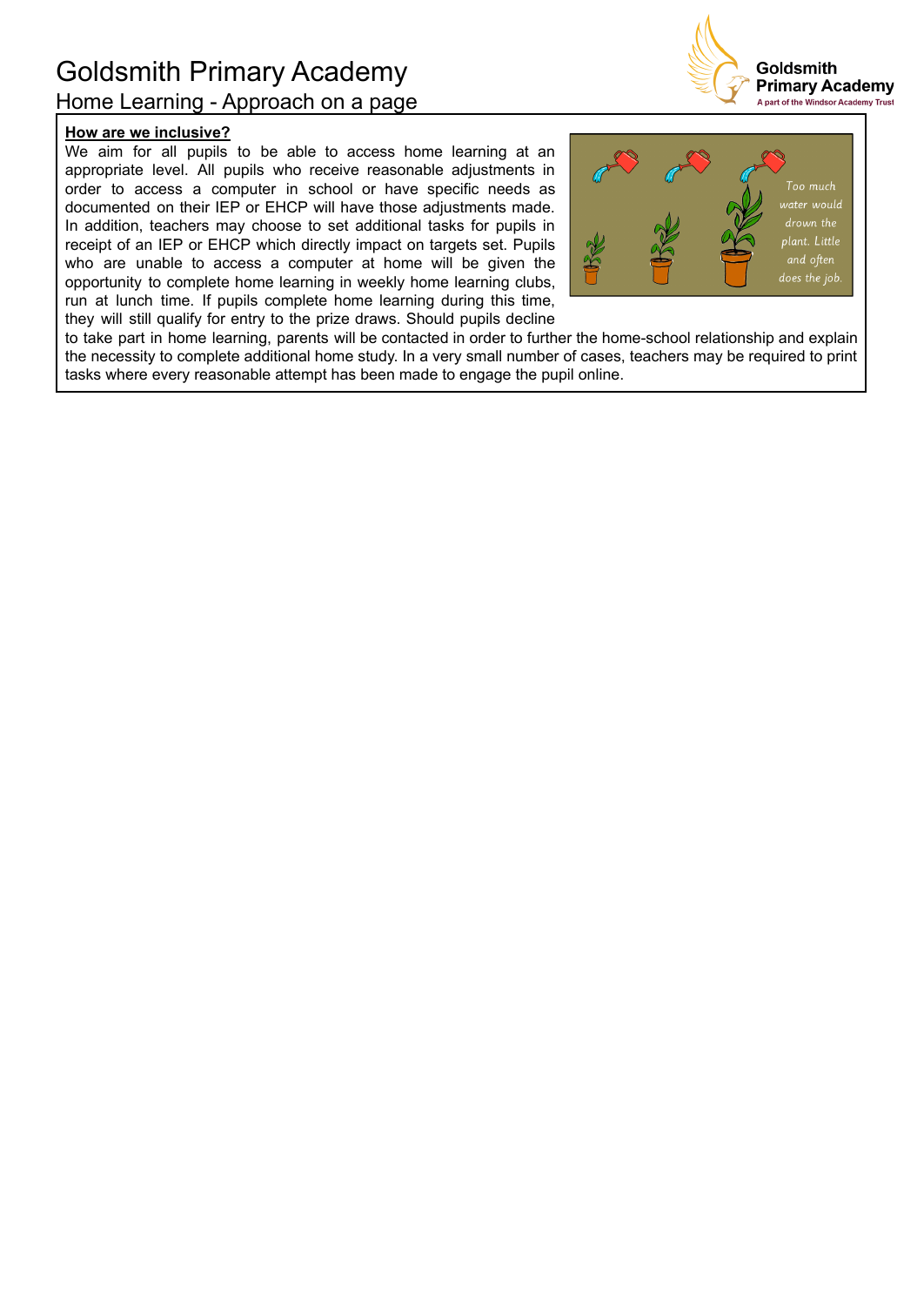# Goldsmith Primary Academy

## Home Learning - Approach on a page

**How are we inclusive?**

We aim for all pupils to be able to access home learning at an appropriate level. All pupils who receive reasonable adjustments in order to access a computer in school or have specific needs as documented on their IEP or EHCP will have those adjustments made. In addition, teachers may choose to set additional tasks for pupils in receipt of an IEP or EHCP which directly impact on targets set. Pupils who are unable to access a computer at home will be given the opportunity to complete home learning in weekly home learning clubs, run at lunch time. If pupils complete home learning during this time, they will still qualify for entry to the prize draws. Should pupils decline to take part in home learning, parents will be contacted in order to further the home-school relationship and explain the necessity to complete additional home study. In a very small number of cases, teachers may be required to print tasks where every reasonable attempt has been made to engage the pupil online.

Too much water would drown the plant. Little and often does the job.